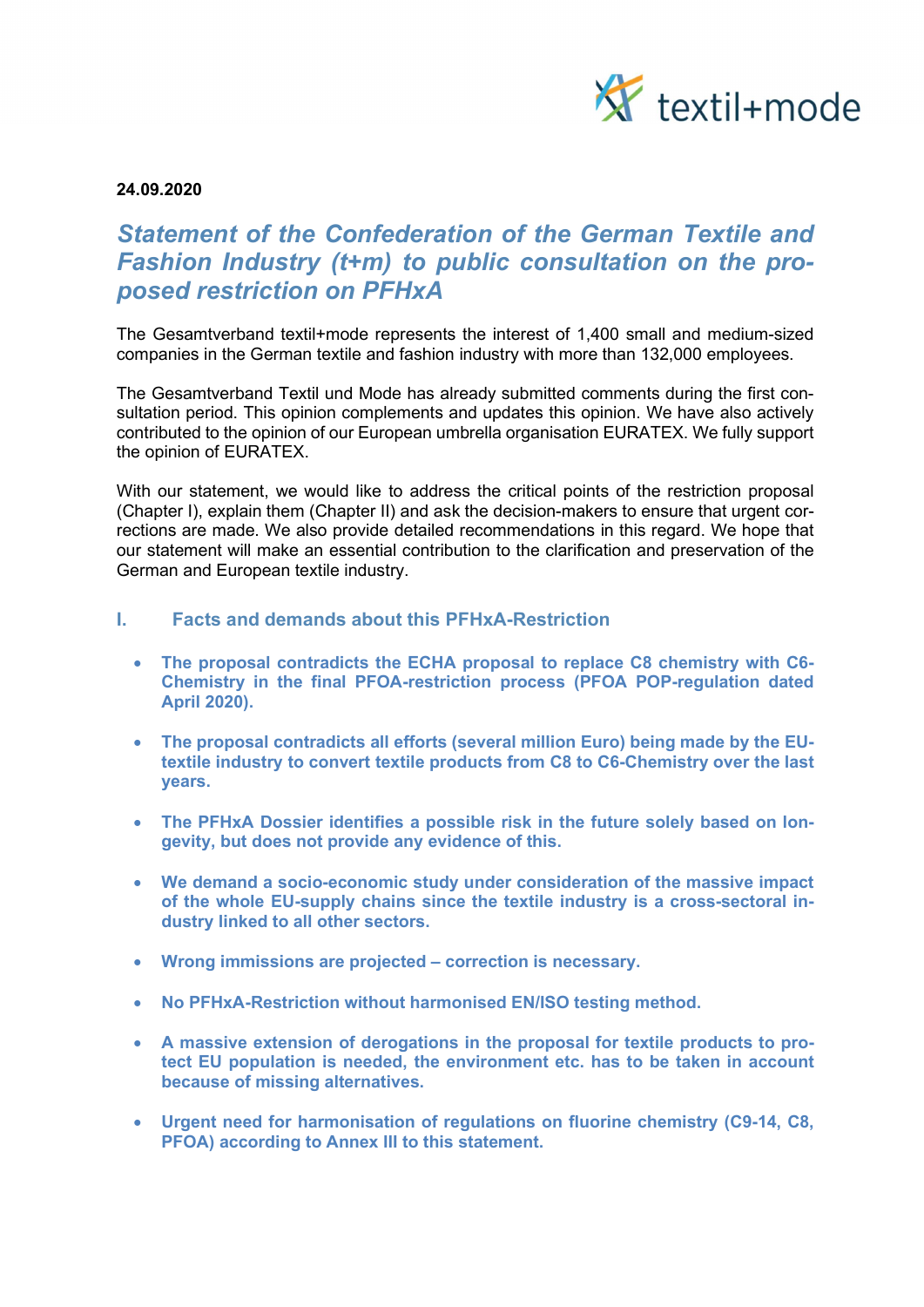24.09.2020

# *Statement of the Confederation of the German Textile and Fashion Industry (t+m) to public consultation on the proposed restriction on PFHxA*

The Gesamtverband textil+mode represents the interest of 1,400 small and medium-sized companies in the German textile and fashion industry with more than 132,000 employees.

The Gesamtverband Textil und Mode has already submitted comments during the first consultation period. This opinion complements and updates this opinion. We have also actively contributed to the opinion of our European umbrella organisation EURATEX. We fully support the opinion of EURATEX.

With our statement, we would like to address the critical points of the restriction proposal (Chapter I), explain them (Chapter II) and ask the decision-makers to ensure that urgent corrections are made. We also provide detailed recommendations in this regard. We hope that our statement will make an essential contribution to the clarification and preservation of the German and European textile industry.

## I. Facts and demands about this PFHxA-Restriction

- **The proposal contradicts the ECHA proposal to replace C8 chemistry with C6-Chemistry in the final PFOA-restriction process (PFOA POP-regulation dated April 2020).**
- **The proposal contradicts all efforts (several million Euro) being made by the EU-textile industry to convert textile products from C8 to C6-Chemistry over the last years.**
- **The PFHxA Dossier identifies a possible risk in the future solely based on longevity, but does not provide any evidence of this.**
- **We demand a socio-economic study under consideration of the massive impact of the whole EU-supply chains since the textile industry is a cross-sectoral industry linked to all other sectors.**
- **Wrong immissions are projected – correction is necessary.**
- **No PFHxA-Restriction without harmonised EN/ISO testing method.**
- **A massive extension of derogations in the proposal for textile products to protect EU population is needed, the environment etc. has to be taken in account because of missing alternatives.**
- **Urgent need for harmonisation of regulations on fluorine chemistry (C9-14, C8, PFOA) according to Annex III to this statement.**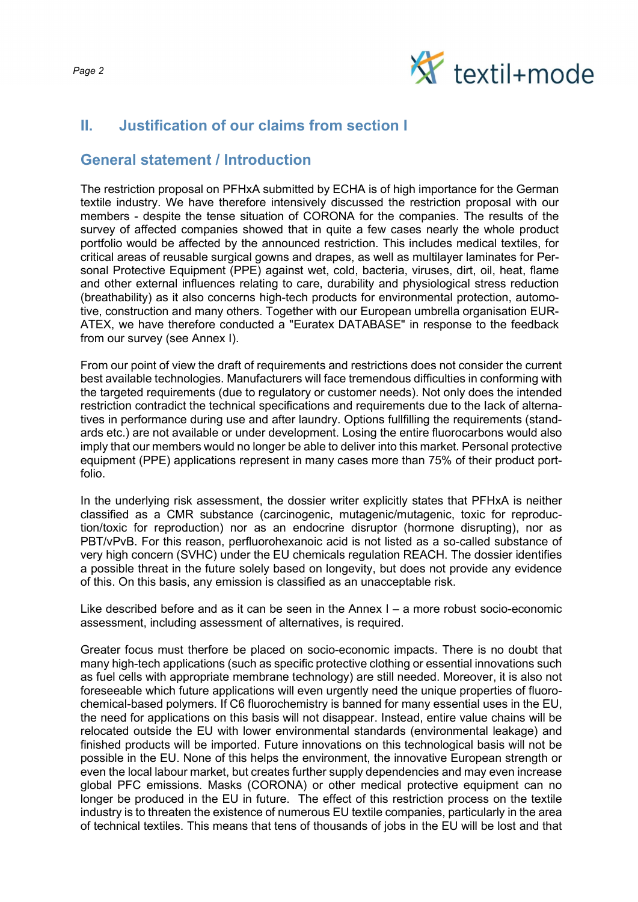## II. Justification of our claims from section I

## General statement / Introduction

The restriction proposal on PFHxA submitted by ECHA is of high importance for the German textile industry. We have therefore intensively discussed the restriction proposal with our members - despite the tense situation of CORONA for the companies. The results of the survey of affected companies showed that in quite a few cases nearly the whole product portfolio would be affected by the announced restriction. This includes medical textiles, for critical areas of reusable surgical gowns and drapes, as well as multilayer laminates for Personal Protective Equipment (PPE) against wet, cold, bacteria, viruses, dirt, oil, heat, flame and other external influences relating to care, durability and physiological stress reduction (breathability) as it also concerns high-tech products for environmental protection, automotive, construction and many others. Together with our European umbrella organisation EURATEX, we have therefore conducted a "Euratex DATABASE" in response to the feedback from our survey (see Annex I).

From our point of view the draft of requirements and restrictions does not consider the current best available technologies. Manufacturers will face tremendous difficulties in conforming with the targeted requirements (due to regulatory or customer needs). Not only does the intended restriction contradict the technical specifications and requirements due to the lack of alternatives in performance during use and after laundry. Options fullfilling the requirements (standards etc.) are not available or under development. Losing the entire fluorocarbons would also imply that our members would no longer be able to deliver into this market. Personal protective equipment (PPE) applications represent in many cases more than 75% of their product portfolio.

In the underlying risk assessment, the dossier writer explicitly states that PFHxA is neither classified as a CMR substance (carcinogenic, mutagenic/mutagenic, toxic for reproduction/toxic for reproduction) nor as an endocrine disruptor (hormone disrupting), nor as PBT/vPvB. For this reason, perfluorohexanoic acid is not listed as a so-called substance of very high concern (SVHC) under the EU chemicals regulation REACH. The dossier identifies a possible threat in the future solely based on longevity, but does not provide any evidence of this. On this basis, any emission is classified as an unacceptable risk.

Like described before and as it can be seen in the Annex I – a more robust socio-economic assessment, including assessment of alternatives, is required.

Greater focus must therfore be placed on socio-economic impacts. There is no doubt that many high-tech applications (such as specific protective clothing or essential innovations such as fuel cells with appropriate membrane technology) are still needed. Moreover, it is also not foreseeable which future applications will even urgently need the unique properties of fluorochemical-based polymers. If C6 fluorochemistry is banned for many essential uses in the EU, the need for applications on this basis will not disappear. Instead, entire value chains will be relocated outside the EU with lower environmental standards (environmental leakage) and finished products will be imported. Future innovations on this technological basis will not be possible in the EU. None of this helps the environment, the innovative European strength or even the local labour market, but creates further supply dependencies and may even increase global PFC emissions. Masks (CORONA) or other medical protective equipment can no longer be produced in the EU in future. The effect of this restriction process on the textile industry is to threaten the existence of numerous EU textile companies, particularly in the area of technical textiles. This means that tens of thousands of jobs in the EU will be lost and that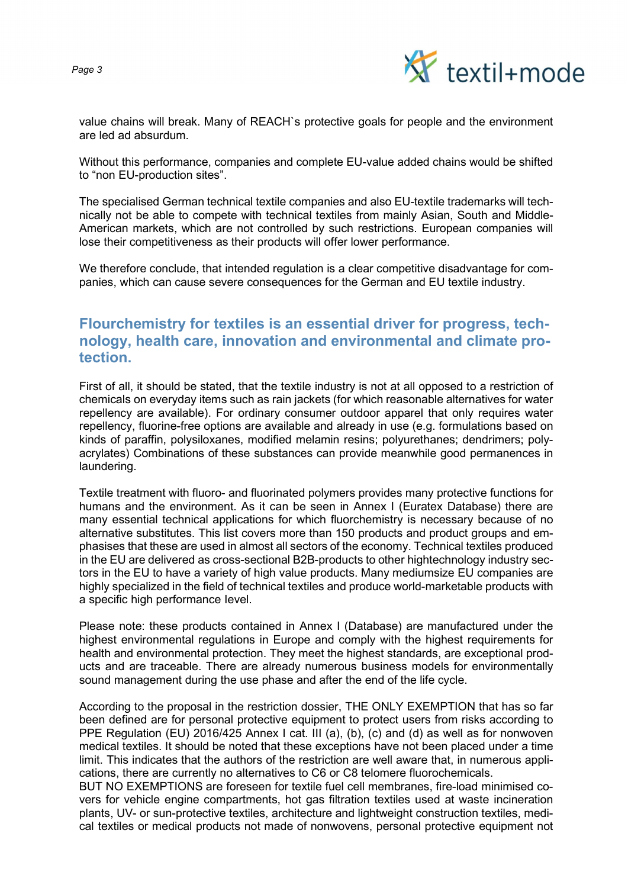value chains will break. Many of REACH`s protective goals for people and the environment are led ad absurdum.

Without this performance, companies and complete EU-value added chains would be shifted to “non EU-production sites”.

The specialised German technical textile companies and also EU-textile trademarks will technically not be able to compete with technical textiles from mainly Asian, South and Middle-American markets, which are not controlled by such restrictions. European companies will lose their competitiveness as their products will offer lower performance.

We therefore conclude, that intended regulation is a clear competitive disadvantage for companies, which can cause severe consequences for the German and EU textile industry.

## Flourchemistry for textiles is an essential driver for progress, technology, health care, innovation and environmental and climate protection.

First of all, it should be stated, that the textile industry is not at all opposed to a restriction of chemicals on everyday items such as rain jackets (for which reasonable alternatives for water repellency are available). For ordinary consumer outdoor apparel that only requires water repellency, fluorine-free options are available and already in use (e.g. formulations based on kinds of paraffin, polysiloxanes, modified melamin resins; polyurethanes; dendrimers; polyacrylates) Combinations of these substances can provide meanwhile good permanences in laundering.

Textile treatment with fluoro- and fluorinated polymers provides many protective functions for humans and the environment. As it can be seen in Annex I (Euratex Database) there are many essential technical applications for which fluorchemistry is necessary because of no alternative substitutes. This list covers more than 150 products and product groups and emphasises that these are used in almost all sectors of the economy. Technical textiles produced in the EU are delivered as cross-sectional B2B-products to other hightechnology industry sectors in the EU to have a variety of high value products. Many mediumsize EU companies are highly specialized in the field of technical textiles and produce world-marketable products with a specific high performance level.

Please note: these products contained in Annex I (Database) are manufactured under the highest environmental regulations in Europe and comply with the highest requirements for health and environmental protection. They meet the highest standards, are exceptional products and are traceable. There are already numerous business models for environmentally sound management during the use phase and after the end of the life cycle.

According to the proposal in the restriction dossier, THE ONLY EXEMPTION that has so far been defined are for personal protective equipment to protect users from risks according to PPE Regulation (EU) 2016/425 Annex I cat. III (a), (b), (c) and (d) as well as for nonwoven medical textiles. It should be noted that these exceptions have not been placed under a time limit. This indicates that the authors of the restriction are well aware that, in numerous applications, there are currently no alternatives to C6 or C8 telomere fluorochemicals.
BUT NO EXEMPTIONS are foreseen for textile fuel cell membranes, fire-load minimised covers for vehicle engine compartments, hot gas filtration textiles used at waste incineration plants, UV- or sun-protective textiles, architecture and lightweight construction textiles, medical textiles or medical products not made of nonwovens, personal protective equipment not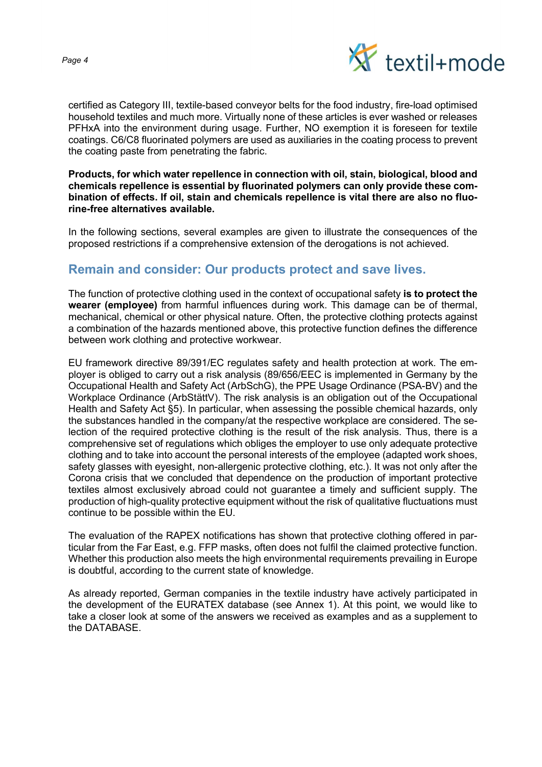certified as Category III, textile-based conveyor belts for the food industry, fire-load optimised household textiles and much more. Virtually none of these articles is ever washed or releases PFHxA into the environment during usage. Further, NO exemption it is foreseen for textile coatings. C6/C8 fluorinated polymers are used as auxiliaries in the coating process to prevent the coating paste from penetrating the fabric.

**Products, for which water repellence in connection with oil, stain, biological, blood and chemicals repellence is essential by fluorinated polymers can only provide these combination of effects. If oil, stain and chemicals repellence is vital there are also no fluorine-free alternatives available.**

In the following sections, several examples are given to illustrate the consequences of the proposed restrictions if a comprehensive extension of the derogations is not achieved.

## Remain and consider: Our products protect and save lives.

The function of protective clothing used in the context of occupational safety **is to protect the wearer (employee)** from harmful influences during work. This damage can be of thermal, mechanical, chemical or other physical nature. Often, the protective clothing protects against a combination of the hazards mentioned above, this protective function defines the difference between work clothing and protective workwear.

EU framework directive 89/391/EC regulates safety and health protection at work. The employer is obliged to carry out a risk analysis (89/656/EEC is implemented in Germany by the Occupational Health and Safety Act (ArbSchG), the PPE Usage Ordinance (PSA-BV) and the Workplace Ordinance (ArbStättV). The risk analysis is an obligation out of the Occupational Health and Safety Act §5). In particular, when assessing the possible chemical hazards, only the substances handled in the company/at the respective workplace are considered. The selection of the required protective clothing is the result of the risk analysis. Thus, there is a comprehensive set of regulations which obliges the employer to use only adequate protective clothing and to take into account the personal interests of the employee (adapted work shoes, safety glasses with eyesight, non-allergenic protective clothing, etc.). It was not only after the Corona crisis that we concluded that dependence on the production of important protective textiles almost exclusively abroad could not guarantee a timely and sufficient supply. The production of high-quality protective equipment without the risk of qualitative fluctuations must continue to be possible within the EU.

The evaluation of the RAPEX notifications has shown that protective clothing offered in particular from the Far East, e.g. FFP masks, often does not fulfil the claimed protective function. Whether this production also meets the high environmental requirements prevailing in Europe is doubtful, according to the current state of knowledge.

As already reported, German companies in the textile industry have actively participated in the development of the EURATEX database (see Annex 1). At this point, we would like to take a closer look at some of the answers we received as examples and as a supplement to the DATABASE.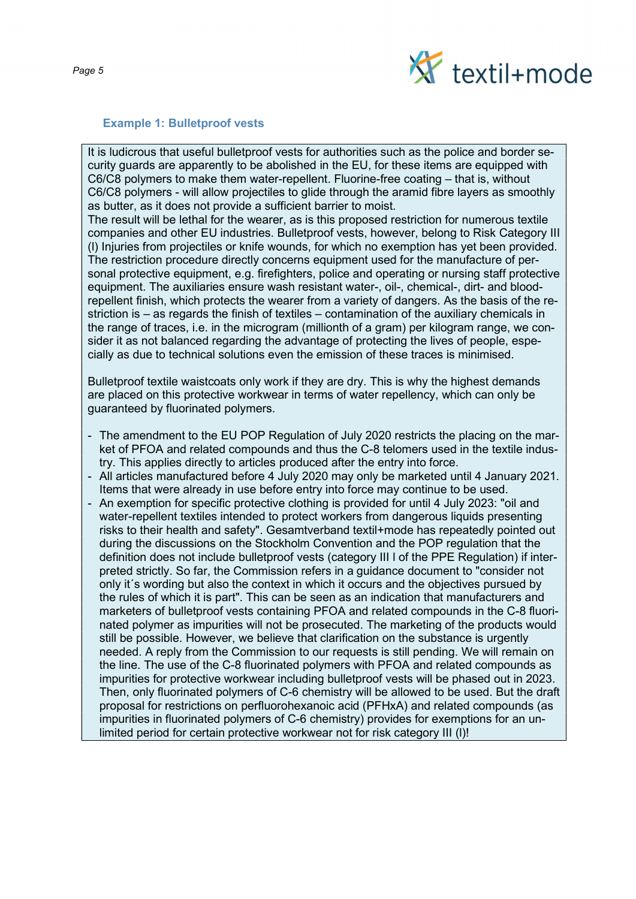### Example 1: Bulletproof vests

It is ludicrous that useful bulletproof vests for authorities such as the police and border security guards are apparently to be abolished in the EU, for these items are equipped with C6/C8 polymers to make them water-repellent. Fluorine-free coating – that is, without C6/C8 polymers - will allow projectiles to glide through the aramid fibre layers as smoothly as butter, as it does not provide a sufficient barrier to moist.
The result will be lethal for the wearer, as is this proposed restriction for numerous textile companies and other EU industries. Bulletproof vests, however, belong to Risk Category III (l) Injuries from projectiles or knife wounds, for which no exemption has yet been provided. The restriction procedure directly concerns equipment used for the manufacture of personal protective equipment, e.g. firefighters, police and operating or nursing staff protective equipment. The auxiliaries ensure wash resistant water-, oil-, chemical-, dirt- and blood-repellent finish, which protects the wearer from a variety of dangers. As the basis of the restriction is – as regards the finish of textiles – contamination of the auxiliary chemicals in the range of traces, i.e. in the microgram (millionth of a gram) per kilogram range, we consider it as not balanced regarding the advantage of protecting the lives of people, especially as due to technical solutions even the emission of these traces is minimised.

Bulletproof textile waistcoats only work if they are dry. This is why the highest demands are placed on this protective workwear in terms of water repellency, which can only be guaranteed by fluorinated polymers.

- The amendment to the EU POP Regulation of July 2020 restricts the placing on the market of PFOA and related compounds and thus the C-8 telomers used in the textile industry. This applies directly to articles produced after the entry into force.
- All articles manufactured before 4 July 2020 may only be marketed until 4 January 2021. Items that were already in use before entry into force may continue to be used.
- An exemption for specific protective clothing is provided for until 4 July 2023: "oil and water-repellent textiles intended to protect workers from dangerous liquids presenting risks to their health and safety". Gesamtverband textil+mode has repeatedly pointed out during the discussions on the Stockholm Convention and the POP regulation that the definition does not include bulletproof vests (category III l of the PPE Regulation) if interpreted strictly. So far, the Commission refers in a guidance document to "consider not only it´s wording but also the context in which it occurs and the objectives pursued by the rules of which it is part". This can be seen as an indication that manufacturers and marketers of bulletproof vests containing PFOA and related compounds in the C-8 fluorinated polymer as impurities will not be prosecuted. The marketing of the products would still be possible. However, we believe that clarification on the substance is urgently needed. A reply from the Commission to our requests is still pending. We will remain on the line. The use of the C-8 fluorinated polymers with PFOA and related compounds as impurities for protective workwear including bulletproof vests will be phased out in 2023. Then, only fluorinated polymers of C-6 chemistry will be allowed to be used. But the draft proposal for restrictions on perfluorohexanoic acid (PFHxA) and related compounds (as impurities in fluorinated polymers of C-6 chemistry) provides for exemptions for an unlimited period for certain protective workwear not for risk category III (l)!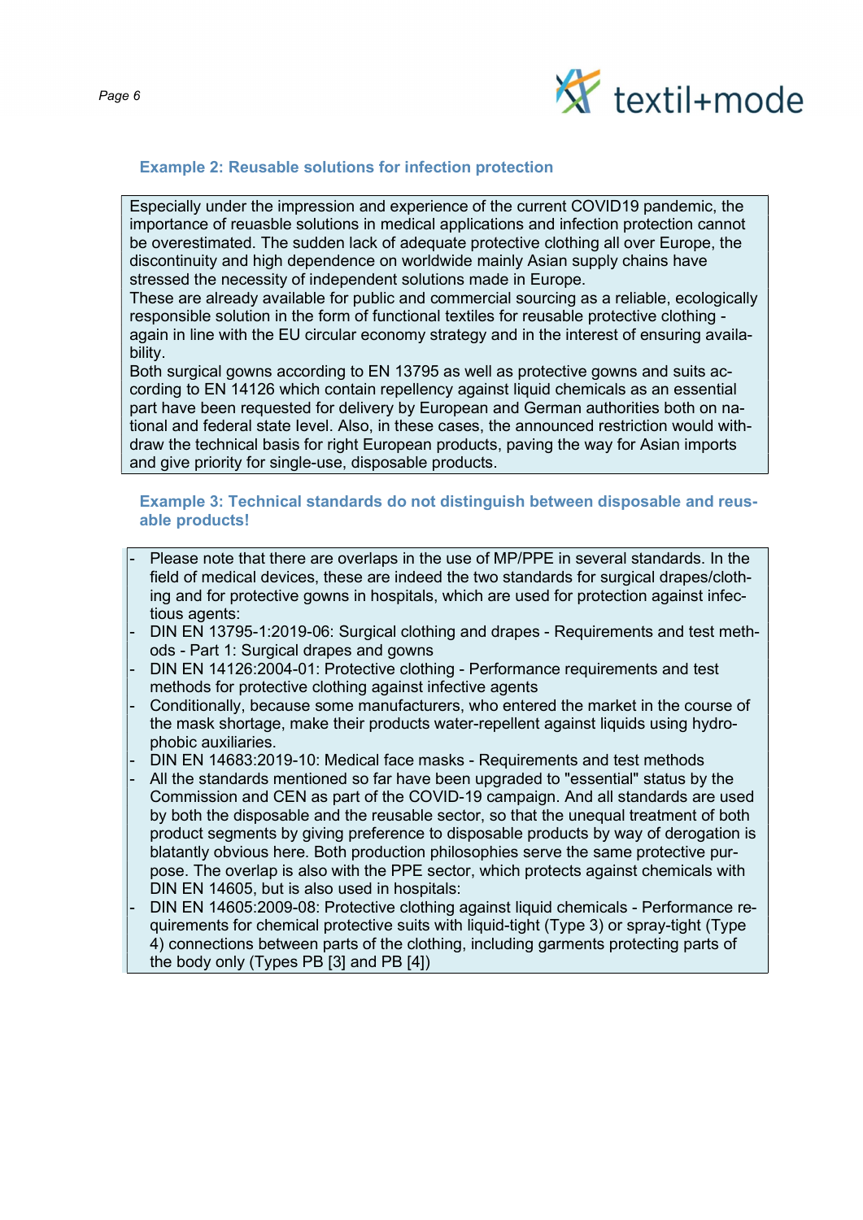### Example 2: Reusable solutions for infection protection

Especially under the impression and experience of the current COVID19 pandemic, the importance of reuasble solutions in medical applications and infection protection cannot be overestimated. The sudden lack of adequate protective clothing all over Europe, the discontinuity and high dependence on worldwide mainly Asian supply chains have stressed the necessity of independent solutions made in Europe.
These are already available for public and commercial sourcing as a reliable, ecologically responsible solution in the form of functional textiles for reusable protective clothing - again in line with the EU circular economy strategy and in the interest of ensuring availability.
Both surgical gowns according to EN 13795 as well as protective gowns and suits according to EN 14126 which contain repellency against liquid chemicals as an essential part have been requested for delivery by European and German authorities both on national and federal state level. Also, in these cases, the announced restriction would withdraw the technical basis for right European products, paving the way for Asian imports and give priority for single-use, disposable products.

### Example 3: Technical standards do not distinguish between disposable and reusable products!

- Please note that there are overlaps in the use of MP/PPE in several standards. In the field of medical devices, these are indeed the two standards for surgical drapes/clothing and for protective gowns in hospitals, which are used for protection against infectious agents:
- DIN EN 13795-1:2019-06: Surgical clothing and drapes - Requirements and test methods - Part 1: Surgical drapes and gowns
- DIN EN 14126:2004-01: Protective clothing - Performance requirements and test methods for protective clothing against infective agents
- Conditionally, because some manufacturers, who entered the market in the course of the mask shortage, make their products water-repellent against liquids using hydrophobic auxiliaries.
- DIN EN 14683:2019-10: Medical face masks - Requirements and test methods
- All the standards mentioned so far have been upgraded to "essential" status by the Commission and CEN as part of the COVID-19 campaign. And all standards are used by both the disposable and the reusable sector, so that the unequal treatment of both product segments by giving preference to disposable products by way of derogation is blatantly obvious here. Both production philosophies serve the same protective purpose. The overlap is also with the PPE sector, which protects against chemicals with DIN EN 14605, but is also used in hospitals:
- DIN EN 14605:2009-08: Protective clothing against liquid chemicals - Performance requirements for chemical protective suits with liquid-tight (Type 3) or spray-tight (Type 4) connections between parts of the clothing, including garments protecting parts of the body only (Types PB [3] and PB [4])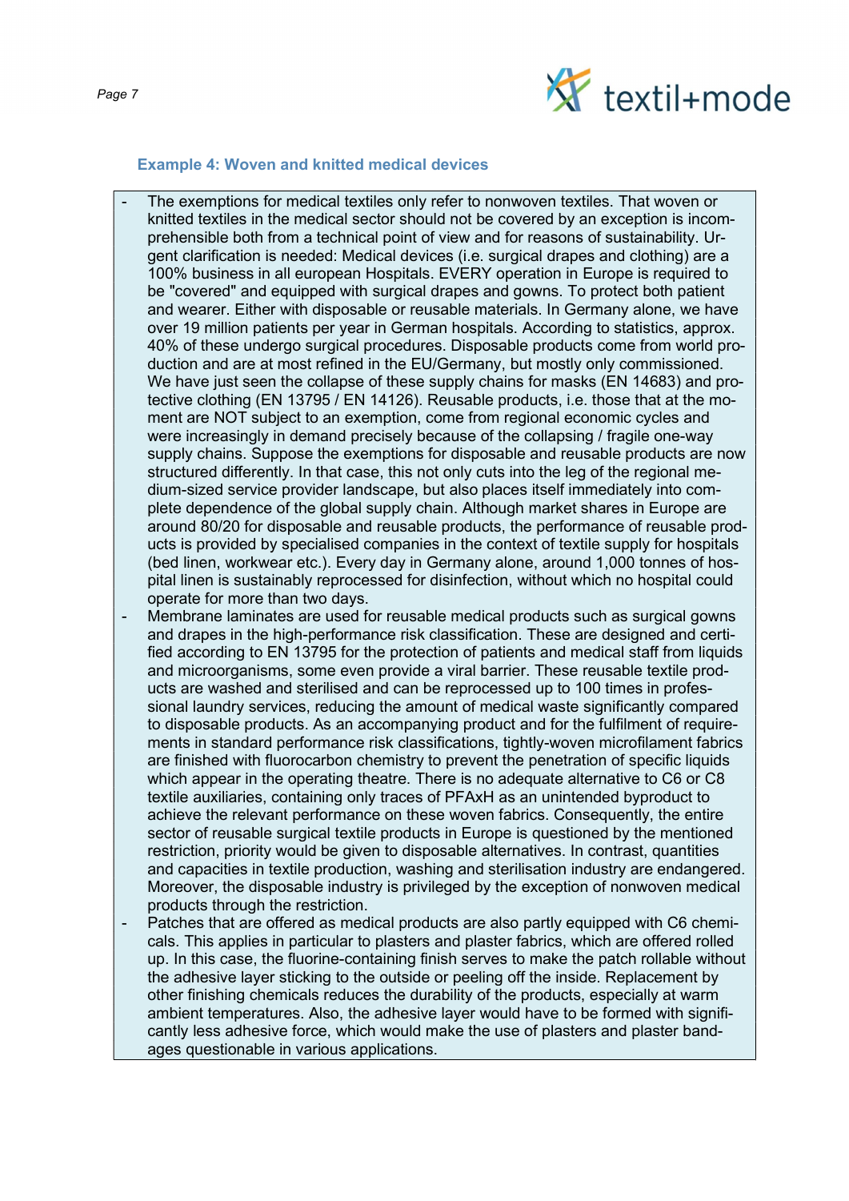### Example 4: Woven and knitted medical devices

- The exemptions for medical textiles only refer to nonwoven textiles. That woven or knitted textiles in the medical sector should not be covered by an exception is incomprehensible both from a technical point of view and for reasons of sustainability. Urgent clarification is needed: Medical devices (i.e. surgical drapes and clothing) are a 100% business in all european Hospitals. EVERY operation in Europe is required to be "covered" and equipped with surgical drapes and gowns. To protect both patient and wearer. Either with disposable or reusable materials. In Germany alone, we have over 19 million patients per year in German hospitals. According to statistics, approx. 40% of these undergo surgical procedures. Disposable products come from world production and are at most refined in the EU/Germany, but mostly only commissioned. We have just seen the collapse of these supply chains for masks (EN 14683) and protective clothing (EN 13795 / EN 14126). Reusable products, i.e. those that at the moment are NOT subject to an exemption, come from regional economic cycles and were increasingly in demand precisely because of the collapsing / fragile one-way supply chains. Suppose the exemptions for disposable and reusable products are now structured differently. In that case, this not only cuts into the leg of the regional medium-sized service provider landscape, but also places itself immediately into complete dependence of the global supply chain. Although market shares in Europe are around 80/20 for disposable and reusable products, the performance of reusable products is provided by specialised companies in the context of textile supply for hospitals (bed linen, workwear etc.). Every day in Germany alone, around 1,000 tonnes of hospital linen is sustainably reprocessed for disinfection, without which no hospital could operate for more than two days.
- Membrane laminates are used for reusable medical products such as surgical gowns and drapes in the high-performance risk classification. These are designed and certified according to EN 13795 for the protection of patients and medical staff from liquids and microorganisms, some even provide a viral barrier. These reusable textile products are washed and sterilised and can be reprocessed up to 100 times in professional laundry services, reducing the amount of medical waste significantly compared to disposable products. As an accompanying product and for the fulfilment of requirements in standard performance risk classifications, tightly-woven microfilament fabrics are finished with fluorocarbon chemistry to prevent the penetration of specific liquids which appear in the operating theatre. There is no adequate alternative to C6 or C8 textile auxiliaries, containing only traces of PFAxH as an unintended byproduct to achieve the relevant performance on these woven fabrics. Consequently, the entire sector of reusable surgical textile products in Europe is questioned by the mentioned restriction, priority would be given to disposable alternatives. In contrast, quantities and capacities in textile production, washing and sterilisation industry are endangered. Moreover, the disposable industry is privileged by the exception of nonwoven medical products through the restriction.
- Patches that are offered as medical products are also partly equipped with C6 chemicals. This applies in particular to plasters and plaster fabrics, which are offered rolled up. In this case, the fluorine-containing finish serves to make the patch rollable without the adhesive layer sticking to the outside or peeling off the inside. Replacement by other finishing chemicals reduces the durability of the products, especially at warm ambient temperatures. Also, the adhesive layer would have to be formed with significantly less adhesive force, which would make the use of plasters and plaster bandages questionable in various applications.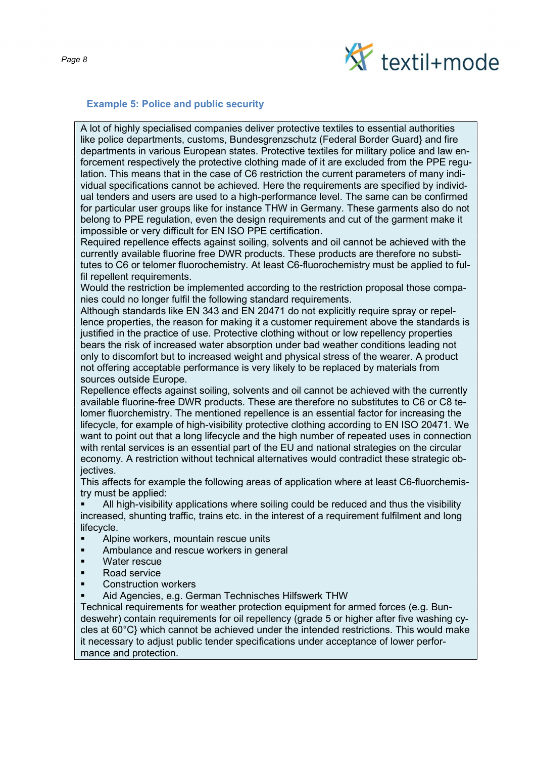### Example 5: Police and public security

A lot of highly specialised companies deliver protective textiles to essential authorities like police departments, customs, Bundesgrenzschutz (Federal Border Guard} and fire departments in various European states. Protective textiles for military police and law enforcement respectively the protective clothing made of it are excluded from the PPE regulation. This means that in the case of C6 restriction the current parameters of many individual specifications cannot be achieved. Here the requirements are specified by individual tenders and users are used to a high-performance level. The same can be confirmed for particular user groups like for instance THW in Germany. These garments also do not belong to PPE regulation, even the design requirements and cut of the garment make it impossible or very difficult for EN ISO PPE certification.

Required repellence effects against soiling, solvents and oil cannot be achieved with the currently available fluorine free DWR products. These products are therefore no substitutes to C6 or telomer fluorochemistry. At least C6-fluorochemistry must be applied to fulfil repellent requirements.

Would the restriction be implemented according to the restriction proposal those companies could no longer fulfil the following standard requirements.

Although standards like EN 343 and EN 20471 do not explicitly require spray or repellence properties, the reason for making it a customer requirement above the standards is justified in the practice of use. Protective clothing without or low repellency properties bears the risk of increased water absorption under bad weather conditions leading not only to discomfort but to increased weight and physical stress of the wearer. A product not offering acceptable performance is very likely to be replaced by materials from sources outside Europe.

Repellence effects against soiling, solvents and oil cannot be achieved with the currently available fluorine-free DWR products. These are therefore no substitutes to C6 or C8 telomer fluorchemistry. The mentioned repellence is an essential factor for increasing the lifecycle, for example of high-visibility protective clothing according to EN ISO 20471. We want to point out that a long lifecycle and the high number of repeated uses in connection with rental services is an essential part of the EU and national strategies on the circular economy. A restriction without technical alternatives would contradict these strategic objectives.

This affects for example the following areas of application where at least C6-fluorchemistry must be applied:

- All high-visibility applications where soiling could be reduced and thus the visibility increased, shunting traffic, trains etc. in the interest of a requirement fulfilment and long lifecycle.
- Alpine workers, mountain rescue units
- Ambulance and rescue workers in general
- Water rescue
- Road service
- Construction workers
- Aid Agencies, e.g. German Technisches Hilfswerk THW

Technical requirements for weather protection equipment for armed forces (e.g. Bundeswehr) contain requirements for oil repellency (grade 5 or higher after five washing cycles at 60°C} which cannot be achieved under the intended restrictions. This would make it necessary to adjust public tender specifications under acceptance of lower performance and protection.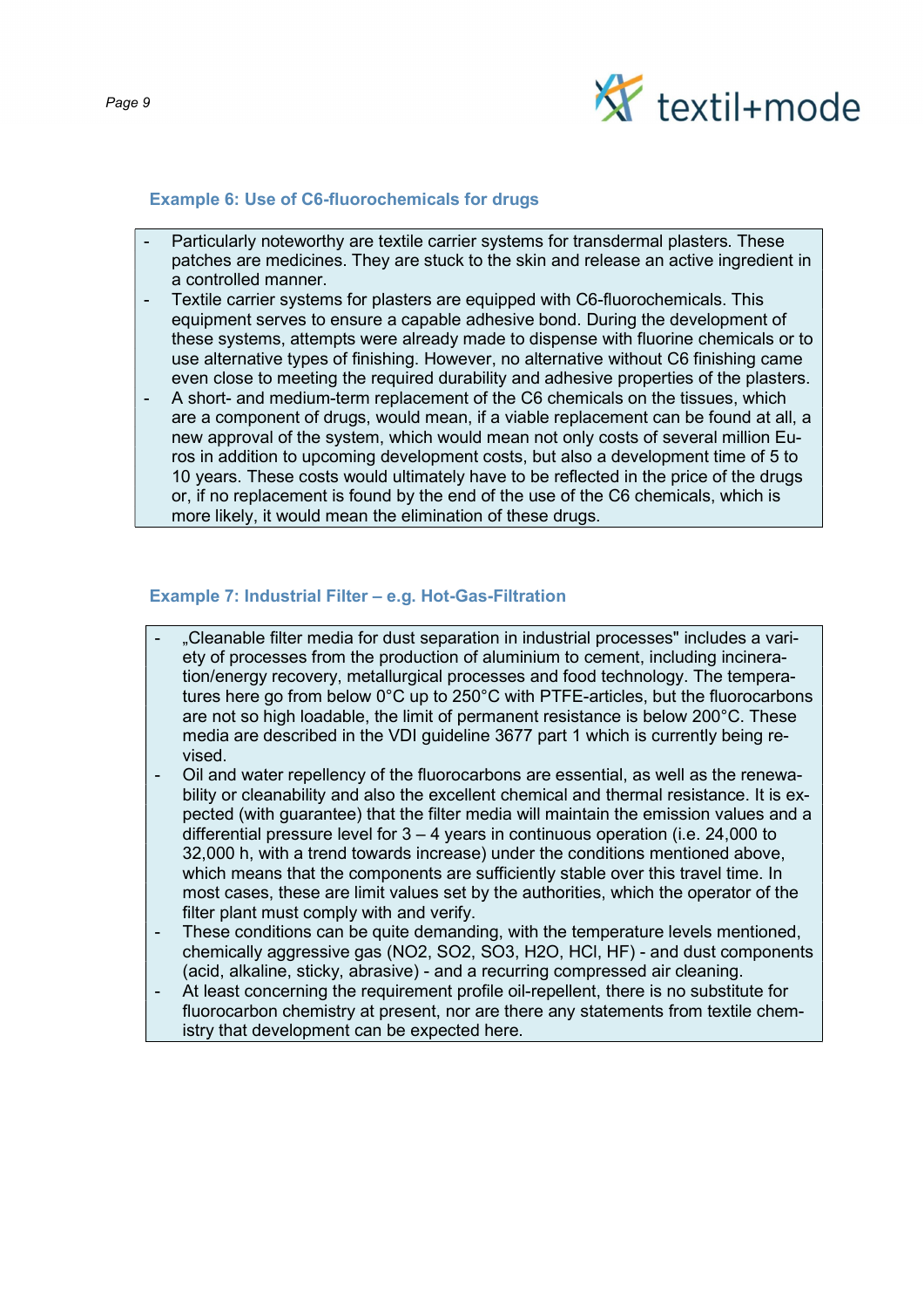### Example 6: Use of C6-fluorochemicals for drugs

- Particularly noteworthy are textile carrier systems for transdermal plasters. These patches are medicines. They are stuck to the skin and release an active ingredient in a controlled manner.
- Textile carrier systems for plasters are equipped with C6-fluorochemicals. This equipment serves to ensure a capable adhesive bond. During the development of these systems, attempts were already made to dispense with fluorine chemicals or to use alternative types of finishing. However, no alternative without C6 finishing came even close to meeting the required durability and adhesive properties of the plasters.
- A short- and medium-term replacement of the C6 chemicals on the tissues, which are a component of drugs, would mean, if a viable replacement can be found at all, a new approval of the system, which would mean not only costs of several million Euros in addition to upcoming development costs, but also a development time of 5 to 10 years. These costs would ultimately have to be reflected in the price of the drugs or, if no replacement is found by the end of the use of the C6 chemicals, which is more likely, it would mean the elimination of these drugs.

### Example 7: Industrial Filter – e.g. Hot-Gas-Filtration

- „Cleanable filter media for dust separation in industrial processes" includes a variety of processes from the production of aluminium to cement, including incineration/energy recovery, metallurgical processes and food technology. The temperatures here go from below 0°C up to 250°C with PTFE-articles, but the fluorocarbons are not so high loadable, the limit of permanent resistance is below 200°C. These media are described in the VDI guideline 3677 part 1 which is currently being revised.
- Oil and water repellency of the fluorocarbons are essential, as well as the renewability or cleanability and also the excellent chemical and thermal resistance. It is expected (with guarantee) that the filter media will maintain the emission values and a differential pressure level for 3 – 4 years in continuous operation (i.e. 24,000 to 32,000 h, with a trend towards increase) under the conditions mentioned above, which means that the components are sufficiently stable over this travel time. In most cases, these are limit values set by the authorities, which the operator of the filter plant must comply with and verify.
- These conditions can be quite demanding, with the temperature levels mentioned, chemically aggressive gas ($NO_2$, $SO_2$, $SO_3$, $H_2O$, HCl, HF) - and dust components (acid, alkaline, sticky, abrasive) - and a recurring compressed air cleaning.
- At least concerning the requirement profile oil-repellent, there is no substitute for fluorocarbon chemistry at present, nor are there any statements from textile chemistry that development can be expected here.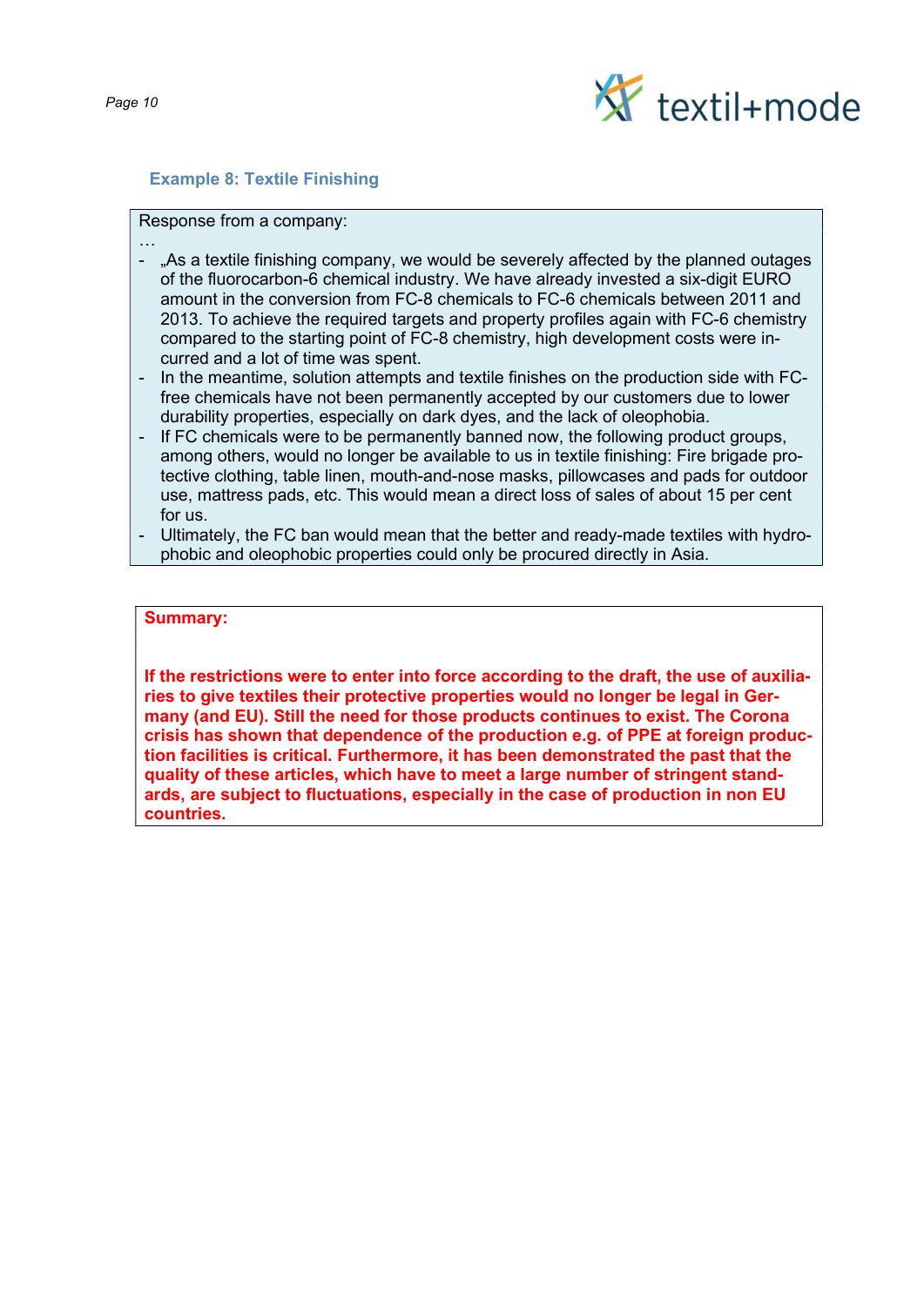### Example 8: Textile Finishing

Response from a company:

…

- „As a textile finishing company, we would be severely affected by the planned outages of the fluorocarbon-6 chemical industry. We have already invested a six-digit EURO amount in the conversion from FC-8 chemicals to FC-6 chemicals between 2011 and 2013. To achieve the required targets and property profiles again with FC-6 chemistry compared to the starting point of FC-8 chemistry, high development costs were incurred and a lot of time was spent.
- In the meantime, solution attempts and textile finishes on the production side with FC-free chemicals have not been permanently accepted by our customers due to lower durability properties, especially on dark dyes, and the lack of oleophobia.
- If FC chemicals were to be permanently banned now, the following product groups, among others, would no longer be available to us in textile finishing: Fire brigade protective clothing, table linen, mouth-and-nose masks, pillowcases and pads for outdoor use, mattress pads, etc. This would mean a direct loss of sales of about 15 per cent for us.
- Ultimately, the FC ban would mean that the better and ready-made textiles with hydrophobic and oleophobic properties could only be procured directly in Asia.

**Summary:**

**If the restrictions were to enter into force according to the draft, the use of auxiliaries to give textiles their protective properties would no longer be legal in Germany (and EU). Still the need for those products continues to exist. The Corona crisis has shown that dependence of the production e.g. of PPE at foreign production facilities is critical. Furthermore, it has been demonstrated the past that the quality of these articles, which have to meet a large number of stringent standards, are subject to fluctuations, especially in the case of production in non EU countries.**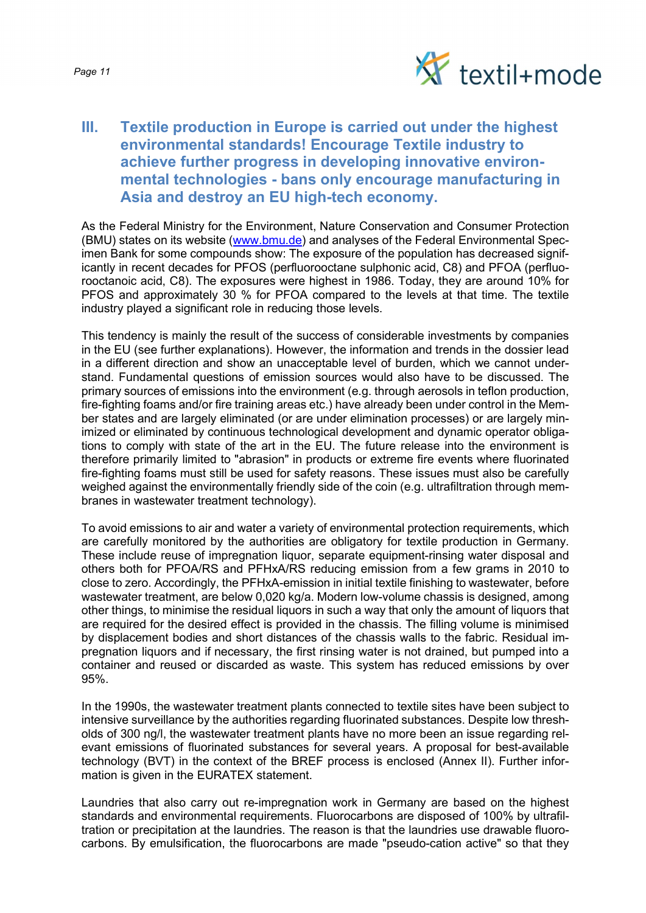## III. Textile production in Europe is carried out under the highest environmental standards! Encourage Textile industry to achieve further progress in developing innovative environmental technologies - bans only encourage manufacturing in Asia and destroy an EU high-tech economy.

As the Federal Ministry for the Environment, Nature Conservation and Consumer Protection (BMU) states on its website (www.bmu.de) and analyses of the Federal Environmental Specimen Bank for some compounds show: The exposure of the population has decreased significantly in recent decades for PFOS (perfluorooctane sulphonic acid, C8) and PFOA (perfluorooctanoic acid, C8). The exposures were highest in 1986. Today, they are around 10% for PFOS and approximately 30 % for PFOA compared to the levels at that time. The textile industry played a significant role in reducing those levels.

This tendency is mainly the result of the success of considerable investments by companies in the EU (see further explanations). However, the information and trends in the dossier lead in a different direction and show an unacceptable level of burden, which we cannot understand. Fundamental questions of emission sources would also have to be discussed. The primary sources of emissions into the environment (e.g. through aerosols in teflon production, fire-fighting foams and/or fire training areas etc.) have already been under control in the Member states and are largely eliminated (or are under elimination processes) or are largely minimized or eliminated by continuous technological development and dynamic operator obligations to comply with state of the art in the EU. The future release into the environment is therefore primarily limited to "abrasion" in products or extreme fire events where fluorinated fire-fighting foams must still be used for safety reasons. These issues must also be carefully weighed against the environmentally friendly side of the coin (e.g. ultrafiltration through membranes in wastewater treatment technology).

To avoid emissions to air and water a variety of environmental protection requirements, which are carefully monitored by the authorities are obligatory for textile production in Germany. These include reuse of impregnation liquor, separate equipment-rinsing water disposal and others both for PFOA/RS and PFHxA/RS reducing emission from a few grams in 2010 to close to zero. Accordingly, the PFHxA-emission in initial textile finishing to wastewater, before wastewater treatment, are below 0,020 kg/a. Modern low-volume chassis is designed, among other things, to minimise the residual liquors in such a way that only the amount of liquors that are required for the desired effect is provided in the chassis. The filling volume is minimised by displacement bodies and short distances of the chassis walls to the fabric. Residual impregnation liquors and if necessary, the first rinsing water is not drained, but pumped into a container and reused or discarded as waste. This system has reduced emissions by over 95%.

In the 1990s, the wastewater treatment plants connected to textile sites have been subject to intensive surveillance by the authorities regarding fluorinated substances. Despite low thresholds of 300 ng/l, the wastewater treatment plants have no more been an issue regarding relevant emissions of fluorinated substances for several years. A proposal for best-available technology (BVT) in the context of the BREF process is enclosed (Annex II). Further information is given in the EURATEX statement.

Laundries that also carry out re-impregnation work in Germany are based on the highest standards and environmental requirements. Fluorocarbons are disposed of 100% by ultrafiltration or precipitation at the laundries. The reason is that the laundries use drawable fluorocarbons. By emulsification, the fluorocarbons are made "pseudo-cation active" so that they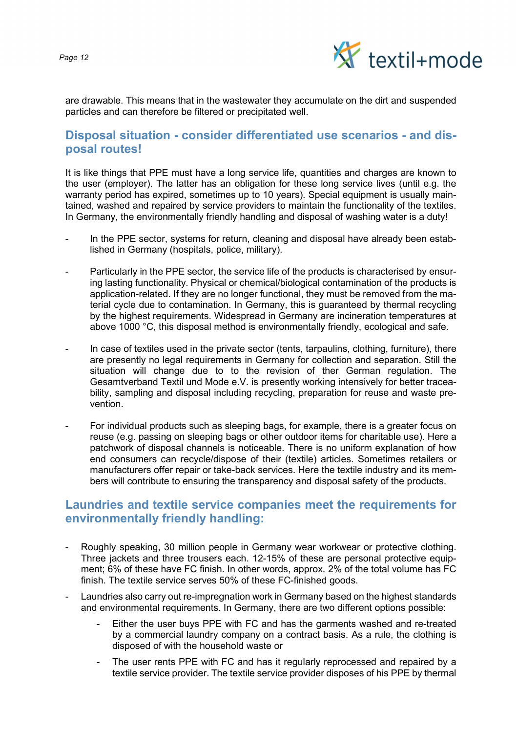are drawable. This means that in the wastewater they accumulate on the dirt and suspended particles and can therefore be filtered or precipitated well.

## Disposal situation - consider differentiated use scenarios - and disposal routes!

It is like things that PPE must have a long service life, quantities and charges are known to the user (employer). The latter has an obligation for these long service lives (until e.g. the warranty period has expired, sometimes up to 10 years). Special equipment is usually maintained, washed and repaired by service providers to maintain the functionality of the textiles. In Germany, the environmentally friendly handling and disposal of washing water is a duty!

- In the PPE sector, systems for return, cleaning and disposal have already been established in Germany (hospitals, police, military).
- Particularly in the PPE sector, the service life of the products is characterised by ensuring lasting functionality. Physical or chemical/biological contamination of the products is application-related. If they are no longer functional, they must be removed from the material cycle due to contamination. In Germany, this is guaranteed by thermal recycling by the highest requirements. Widespread in Germany are incineration temperatures at above 1000 °C, this disposal method is environmentally friendly, ecological and safe.
- In case of textiles used in the private sector (tents, tarpaulins, clothing, furniture), there are presently no legal requirements in Germany for collection and separation. Still the situation will change due to to the revision of ther German regulation. The Gesamtverband Textil und Mode e.V. is presently working intensively for better traceability, sampling and disposal including recycling, preparation for reuse and waste prevention.
- For individual products such as sleeping bags, for example, there is a greater focus on reuse (e.g. passing on sleeping bags or other outdoor items for charitable use). Here a patchwork of disposal channels is noticeable. There is no uniform explanation of how end consumers can recycle/dispose of their (textile) articles. Sometimes retailers or manufacturers offer repair or take-back services. Here the textile industry and its members will contribute to ensuring the transparency and disposal safety of the products.

## Laundries and textile service companies meet the requirements for environmentally friendly handling:

- Roughly speaking, 30 million people in Germany wear workwear or protective clothing. Three jackets and three trousers each. 12-15% of these are personal protective equipment; 6% of these have FC finish. In other words, approx. 2% of the total volume has FC finish. The textile service serves 50% of these FC-finished goods.
- Laundries also carry out re-impregnation work in Germany based on the highest standards and environmental requirements. In Germany, there are two different options possible:
  - Either the user buys PPE with FC and has the garments washed and re-treated by a commercial laundry company on a contract basis. As a rule, the clothing is disposed of with the household waste or
  - The user rents PPE with FC and has it regularly reprocessed and repaired by a textile service provider. The textile service provider disposes of his PPE by thermal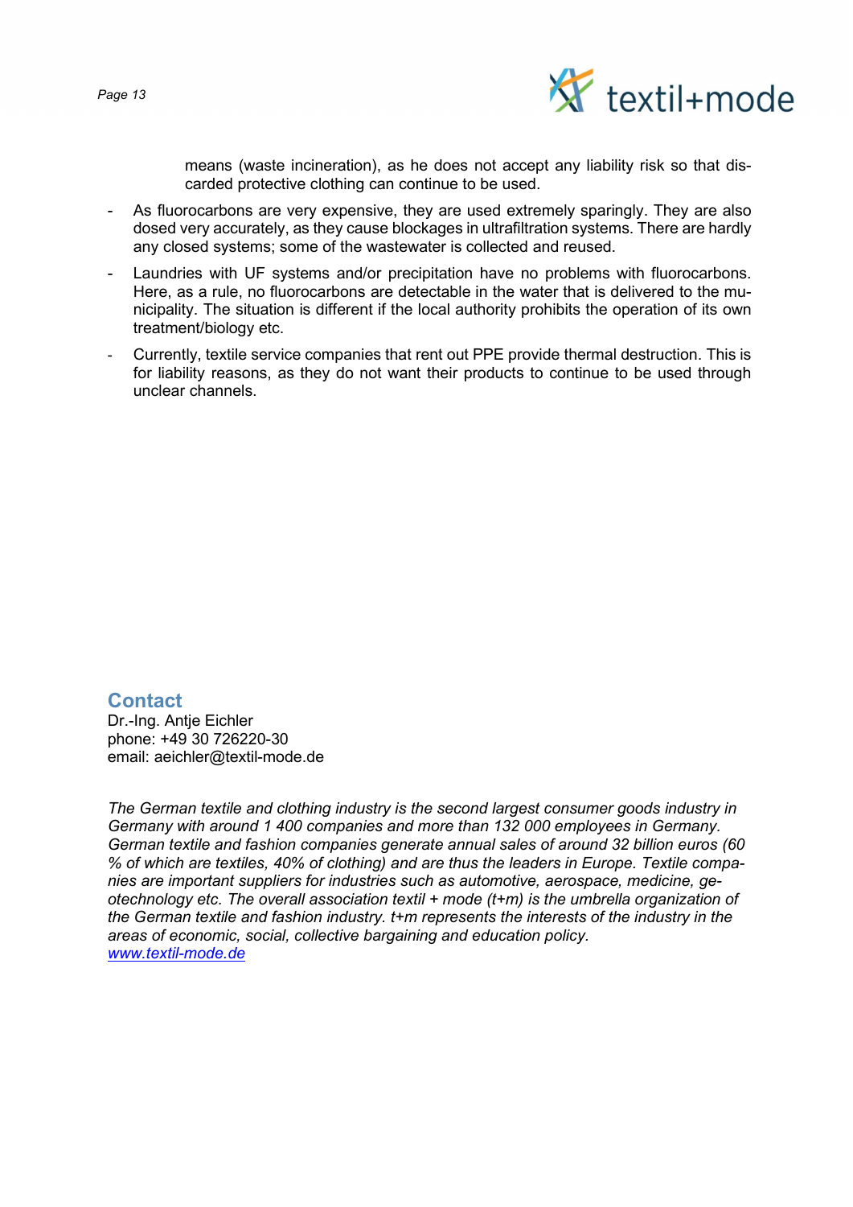means (waste incineration), as he does not accept any liability risk so that discarded protective clothing can continue to be used.

- As fluorocarbons are very expensive, they are used extremely sparingly. They are also dosed very accurately, as they cause blockages in ultrafiltration systems. There are hardly any closed systems; some of the wastewater is collected and reused.
- Laundries with UF systems and/or precipitation have no problems with fluorocarbons. Here, as a rule, no fluorocarbons are detectable in the water that is delivered to the municipality. The situation is different if the local authority prohibits the operation of its own treatment/biology etc.
- Currently, textile service companies that rent out PPE provide thermal destruction. This is for liability reasons, as they do not want their products to continue to be used through unclear channels.

## Contact

Dr.-Ing. Antje Eichler
phone: +49 30 726220-30
email: aeichler@textil-mode.de

*The German textile and clothing industry is the second largest consumer goods industry in Germany with around 1 400 companies and more than 132 000 employees in Germany. German textile and fashion companies generate annual sales of around 32 billion euros (60 % of which are textiles, 40% of clothing) and are thus the leaders in Europe. Textile companies are important suppliers for industries such as automotive, aerospace, medicine, geotechnology etc. The overall association textil + mode (t+m) is the umbrella organization of the German textile and fashion industry. t+m represents the interests of the industry in the areas of economic, social, collective bargaining and education policy.*
[www.textil-mode.de](www.textil-mode.de)